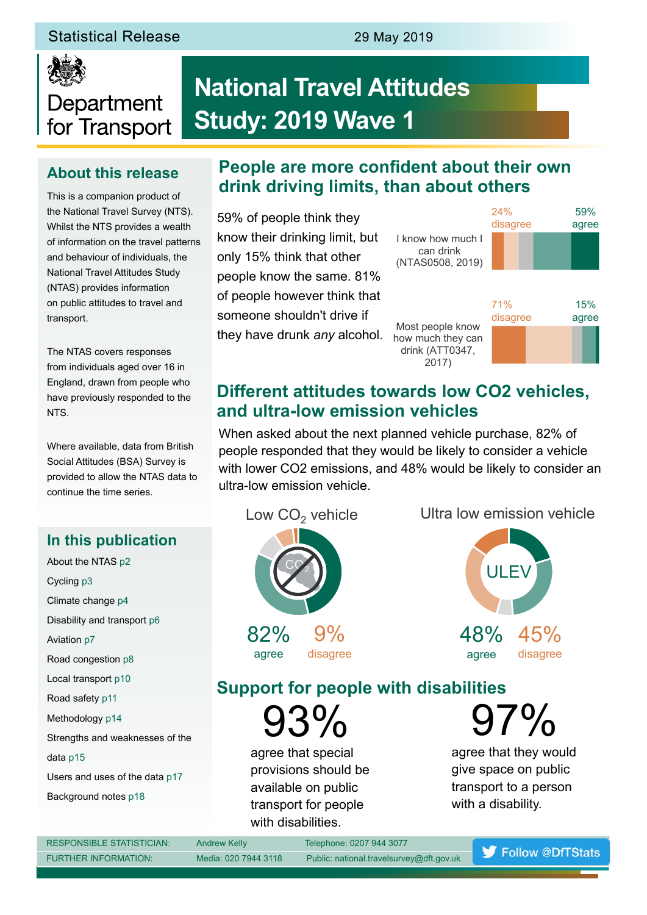Statistical Release

29 May 2019

Department for Transport

# National Travel Attitudes Study: 2019 Wave 1

## About this release

This is a companion product of the National Travel Survey (NTS). Whilst the NTS provides a wealth of information on the travel patterns and behaviour of individuals, the National Travel Attitudes Study (NTAS) provides information on public attitudes to travel and transport.

The NTAS covers responses from individuals aged over 16 in England, drawn from people who have previously responded to the NTS.

Where available, data from British Social Attitudes (BSA) Survey is provided to allow the NTAS data to continue the time series.

## In this publication

- About the NTAS p2
- Cycling p3
- Climate change p4
- Disability and transport p6
- Aviation p7
- Road congestion p8
- Local transport p10
- Road safety p11
- Methodology p14
- Strengths and weaknesses of the data p15
- Users and uses of the data p17
- Background notes p18

## People are more confident about their own drink driving limits, than about others

59% of people think they know their drinking limit, but only 15% think that other people know the same. 81% of people however think that someone shouldn't drive if they have drunk *any* alcohol.

I know how much I can drink (NTAS0508, 2019): 24% disagree, 59% agree

Most people know how much they can drink (ATT0347, 2017): 71% disagree, 15% agree

## Different attitudes towards low CO2 vehicles, and ultra-low emission vehicles

When asked about the next planned vehicle purchase, 82% of people responded that they would be likely to consider a vehicle with lower CO2 emissions, and 48% would be likely to consider an ultra-low emission vehicle.

Low $CO_2$ vehicle: 82% agree, 9% disagree

Ultra low emission vehicle (ULEV): 48% agree, 45% disagree

## Support for people with disabilities

**93%** agree that special provisions should be available on public transport for people with disabilities.

**97%** agree that they would give space on public transport to a person with a disability.

| | | |
|---|---|---|
| RESPONSIBLE STATISTICIAN: | Andrew Kelly | Telephone: 0207 944 3077 |
| FURTHER INFORMATION: | Media: 020 7944 3118 | Public: national.travelsurvey@dft.gov.uk |

Follow @DfTStats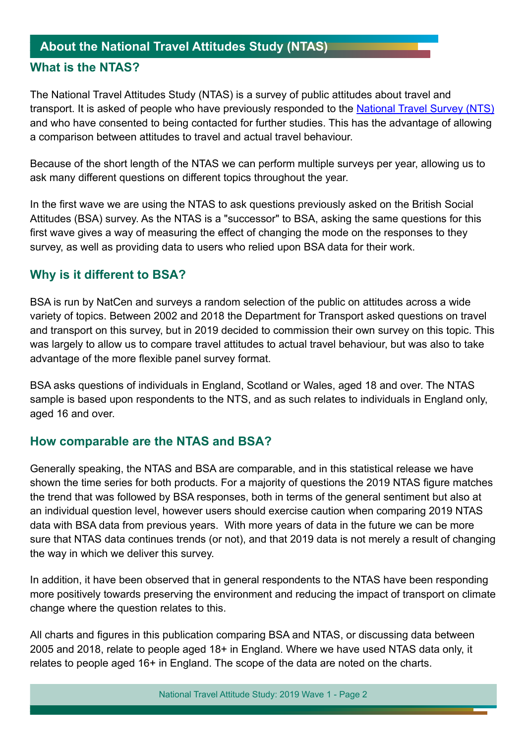## About the National Travel Attitudes Study (NTAS)

### What is the NTAS?

The National Travel Attitudes Study (NTAS) is a survey of public attitudes about travel and transport. It is asked of people who have previously responded to the National Travel Survey (NTS) and who have consented to being contacted for further studies. This has the advantage of allowing a comparison between attitudes to travel and actual travel behaviour.

Because of the short length of the NTAS we can perform multiple surveys per year, allowing us to ask many different questions on different topics throughout the year.

In the first wave we are using the NTAS to ask questions previously asked on the British Social Attitudes (BSA) survey. As the NTAS is a "successor" to BSA, asking the same questions for this first wave gives a way of measuring the effect of changing the mode on the responses to they survey, as well as providing data to users who relied upon BSA data for their work.

### Why is it different to BSA?

BSA is run by NatCen and surveys a random selection of the public on attitudes across a wide variety of topics. Between 2002 and 2018 the Department for Transport asked questions on travel and transport on this survey, but in 2019 decided to commission their own survey on this topic. This was largely to allow us to compare travel attitudes to actual travel behaviour, but was also to take advantage of the more flexible panel survey format.

BSA asks questions of individuals in England, Scotland or Wales, aged 18 and over. The NTAS sample is based upon respondents to the NTS, and as such relates to individuals in England only, aged 16 and over.

### How comparable are the NTAS and BSA?

Generally speaking, the NTAS and BSA are comparable, and in this statistical release we have shown the time series for both products. For a majority of questions the 2019 NTAS figure matches the trend that was followed by BSA responses, both in terms of the general sentiment but also at an individual question level, however users should exercise caution when comparing 2019 NTAS data with BSA data from previous years. With more years of data in the future we can be more sure that NTAS data continues trends (or not), and that 2019 data is not merely a result of changing the way in which we deliver this survey.

In addition, it have been observed that in general respondents to the NTAS have been responding more positively towards preserving the environment and reducing the impact of transport on climate change where the question relates to this.

All charts and figures in this publication comparing BSA and NTAS, or discussing data between 2005 and 2018, relate to people aged 18+ in England. Where we have used NTAS data only, it relates to people aged 16+ in England. The scope of the data are noted on the charts.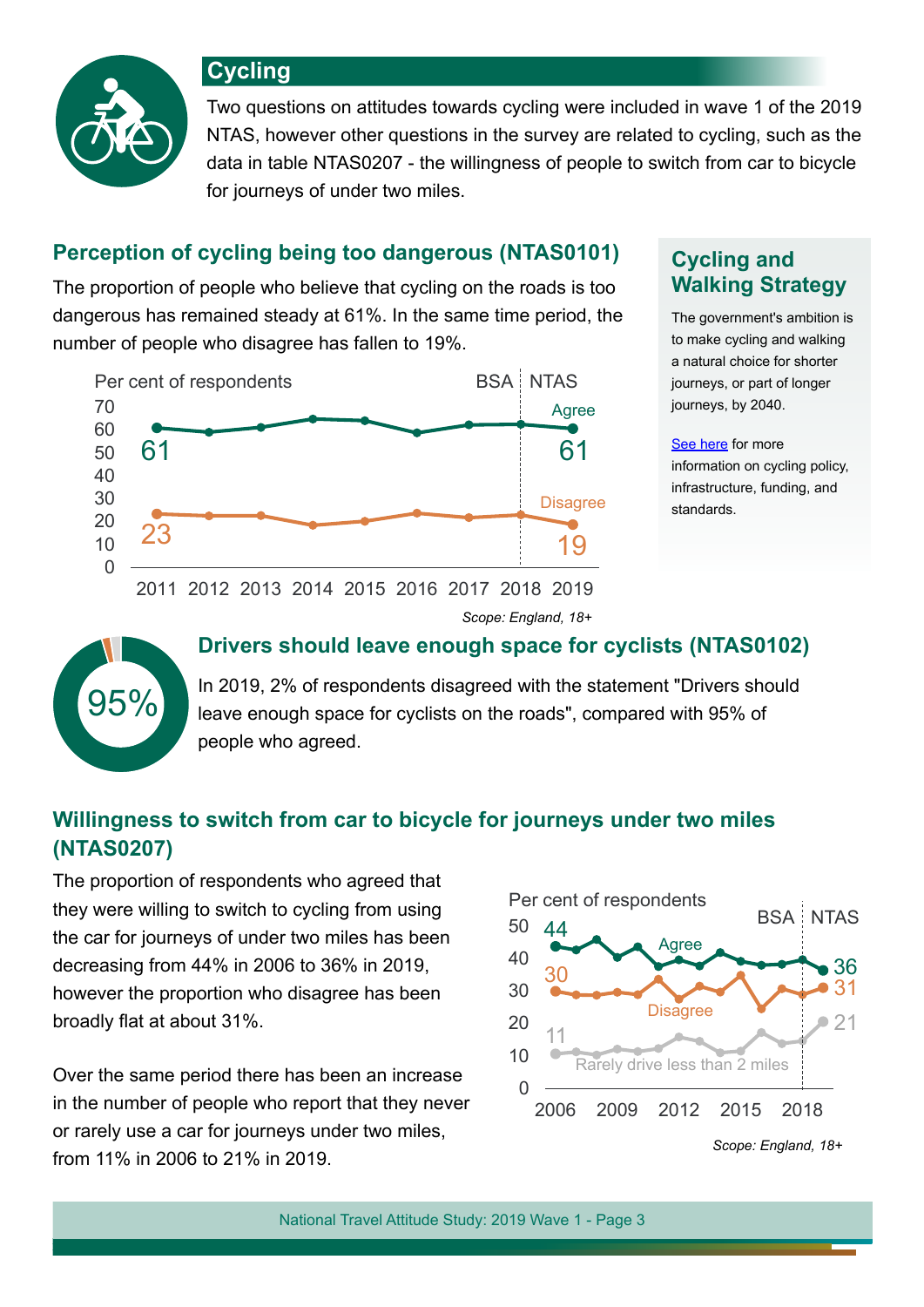## Cycling

Two questions on attitudes towards cycling were included in wave 1 of the 2019 NTAS, however other questions in the survey are related to cycling, such as the data in table NTAS0207 - the willingness of people to switch from car to bicycle for journeys of under two miles.

### Perception of cycling being too dangerous (NTAS0101)

The proportion of people who believe that cycling on the roads is too dangerous has remained steady at 61%. In the same time period, the number of people who disagree has fallen to 19%.

Per cent of respondents

BSA | NTAS

Agree: 61 (2011), 61 (2019)

Disagree: 23 (2011), 19 (2019)

*Scope: England, 18+*

### Cycling and Walking Strategy

The government's ambition is to make cycling and walking a natural choice for shorter journeys, or part of longer journeys, by 2040.

See here for more information on cycling policy, infrastructure, funding, and standards.

### Drivers should leave enough space for cyclists (NTAS0102)

95%

In 2019, 2% of respondents disagreed with the statement "Drivers should leave enough space for cyclists on the roads", compared with 95% of people who agreed.

### Willingness to switch from car to bicycle for journeys under two miles (NTAS0207)

The proportion of respondents who agreed that they were willing to switch to cycling from using the car for journeys of under two miles has been decreasing from 44% in 2006 to 36% in 2019, however the proportion who disagree has been broadly flat at about 31%.

Over the same period there has been an increase in the number of people who report that they never or rarely use a car for journeys under two miles, from 11% in 2006 to 21% in 2019.

Per cent of respondents

BSA | NTAS

Agree: 44 (2006), 36 (2019)

Disagree: 30 (2006), 31 (2019)

Rarely drive less than 2 miles: 11 (2006), 21 (2019)

*Scope: England, 18+*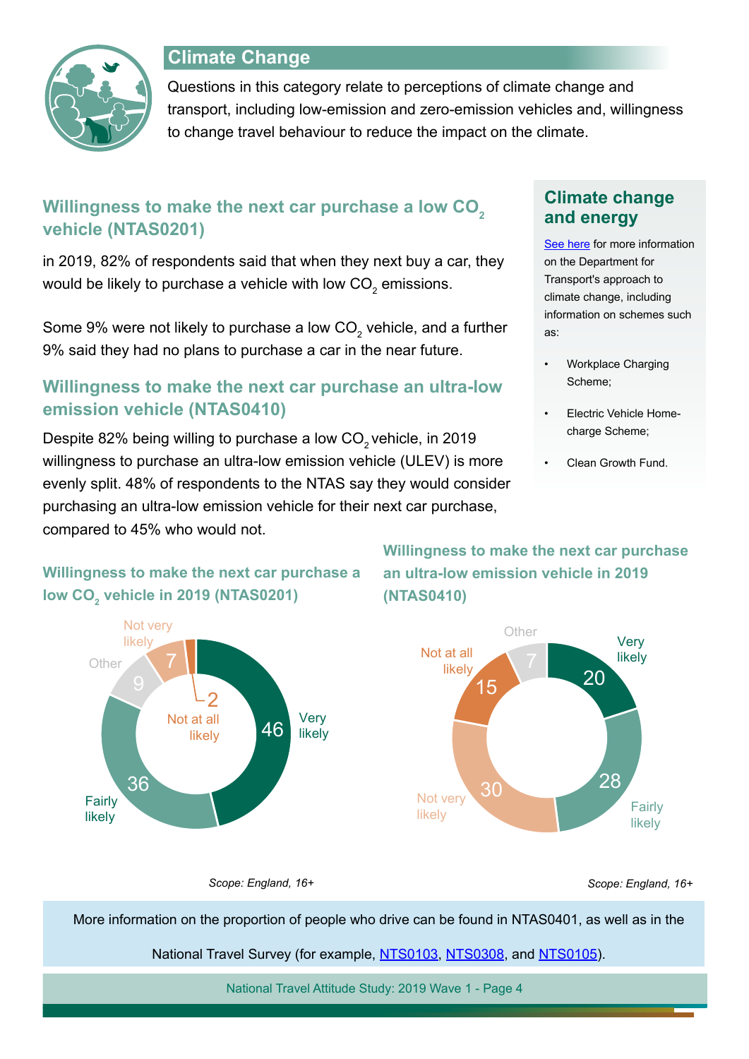## Climate Change

Questions in this category relate to perceptions of climate change and transport, including low-emission and zero-emission vehicles and, willingness to change travel behaviour to reduce the impact on the climate.

### Willingness to make the next car purchase a low $CO_2$ vehicle (NTAS0201)

in 2019, 82% of respondents said that when they next buy a car, they would be likely to purchase a vehicle with low $CO_2$ emissions.

Some 9% were not likely to purchase a low $CO_2$ vehicle, and a further 9% said they had no plans to purchase a car in the near future.

### Willingness to make the next car purchase an ultra-low emission vehicle (NTAS0410)

Despite 82% being willing to purchase a low $CO_2$ vehicle, in 2019 willingness to purchase an ultra-low emission vehicle (ULEV) is more evenly split. 48% of respondents to the NTAS say they would consider purchasing an ultra-low emission vehicle for their next car purchase, compared to 45% who would not.

### Climate change and energy

See here for more information on the Department for Transport's approach to climate change, including information on schemes such as:

- Workplace Charging Scheme;
- Electric Vehicle Home-charge Scheme;
- Clean Growth Fund.

#### Willingness to make the next car purchase a low $CO_2$ vehicle in 2019 (NTAS0201)

| Response | % |
|---|---|
| Very likely | 46 |
| Fairly likely | 36 |
| Other | 9 |
| Not very likely | 7 |
| Not at all likely | 2 |

*Scope: England, 16+*

#### Willingness to make the next car purchase an ultra-low emission vehicle in 2019 (NTAS0410)

| Response | % |
|---|---|
| Very likely | 20 |
| Fairly likely | 28 |
| Not very likely | 30 |
| Not at all likely | 15 |
| Other | 7 |

*Scope: England, 16+*

More information on the proportion of people who drive can be found in NTAS0401, as well as in the National Travel Survey (for example, NTS0103, NTS0308, and NTS0105).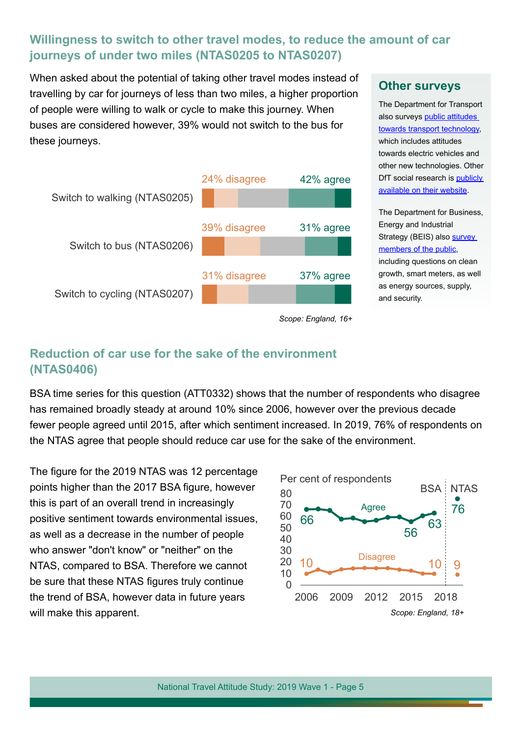## Willingness to switch to other travel modes, to reduce the amount of car journeys of under two miles (NTAS0205 to NTAS0207)

When asked about the potential of taking other travel modes instead of travelling by car for journeys of less than two miles, a higher proportion of people were willing to walk or cycle to make this journey. When buses are considered however, 39% would not switch to the bus for these journeys.

| | Disagree | Agree |
|---|---|---|
| Switch to walking (NTAS0205) | 24% disagree | 42% agree |
| Switch to bus (NTAS0206) | 39% disagree | 31% agree |
| Switch to cycling (NTAS0207) | 31% disagree | 37% agree |

*Scope: England, 16+*

### Other surveys

The Department for Transport also surveys public attitudes towards transport technology, which includes attitudes towards electric vehicles and other new technologies. Other DfT social research is publicly available on their website.

The Department for Business, Energy and Industrial Strategy (BEIS) also survey members of the public, including questions on clean growth, smart meters, as well as energy sources, supply, and security.

## Reduction of car use for the sake of the environment (NTAS0406)

BSA time series for this question (ATT0332) shows that the number of respondents who disagree has remained broadly steady at around 10% since 2006, however over the previous decade fewer people agreed until 2015, after which sentiment increased. In 2019, 76% of respondents on the NTAS agree that people should reduce car use for the sake of the environment.

The figure for the 2019 NTAS was 12 percentage points higher than the 2017 BSA figure, however this is part of an overall trend in increasingly positive sentiment towards environmental issues, as well as a decrease in the number of people who answer "don't know" or "neither" on the NTAS, compared to BSA. Therefore we cannot be sure that these NTAS figures truly continue the trend of BSA, however data in future years will make this apparent.

Per cent of respondents

| | BSA 2006 | BSA lowest (2015) | BSA 2017 | NTAS 2019 |
|---|---|---|---|---|
| Agree | 66 | 56 | 63 | 76 |
| Disagree | 10 | | 10 | 9 |

*Scope: England, 18+*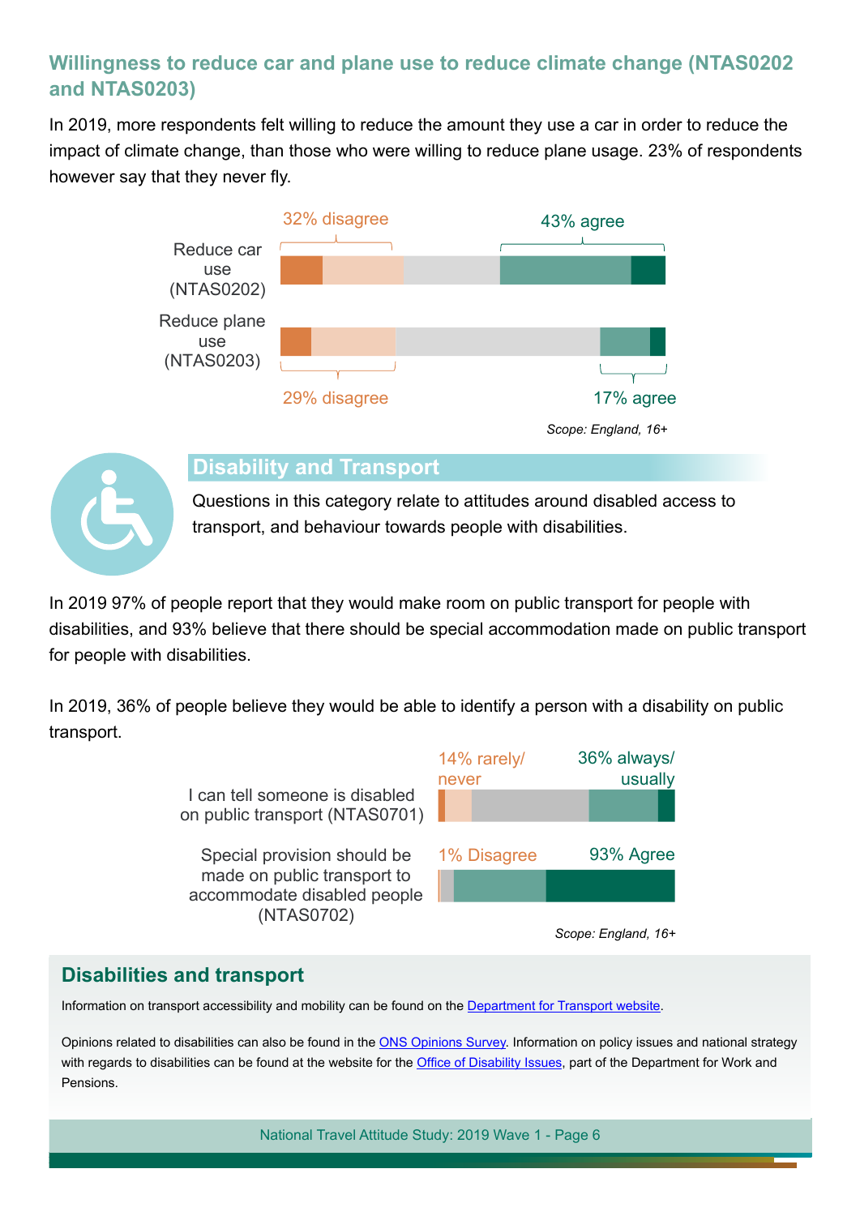## Willingness to reduce car and plane use to reduce climate change (NTAS0202 and NTAS0203)

In 2019, more respondents felt willing to reduce the amount they use a car in order to reduce the impact of climate change, than those who were willing to reduce plane usage. 23% of respondents however say that they never fly.

Reduce car use (NTAS0202): 32% disagree, 43% agree

Reduce plane use (NTAS0203): 29% disagree, 17% agree

*Scope: England, 16+*

## Disability and Transport

Questions in this category relate to attitudes around disabled access to transport, and behaviour towards people with disabilities.

In 2019 97% of people report that they would make room on public transport for people with disabilities, and 93% believe that there should be special accommodation made on public transport for people with disabilities.

In 2019, 36% of people believe they would be able to identify a person with a disability on public transport.

I can tell someone is disabled on public transport (NTAS0701): 14% rarely/never, 36% always/usually

Special provision should be made on public transport to accommodate disabled people (NTAS0702): 1% Disagree, 93% Agree

*Scope: England, 16+*

### Disabilities and transport

Information on transport accessibility and mobility can be found on the Department for Transport website.

Opinions related to disabilities can also be found in the ONS Opinions Survey. Information on policy issues and national strategy with regards to disabilities can be found at the website for the Office of Disability Issues, part of the Department for Work and Pensions.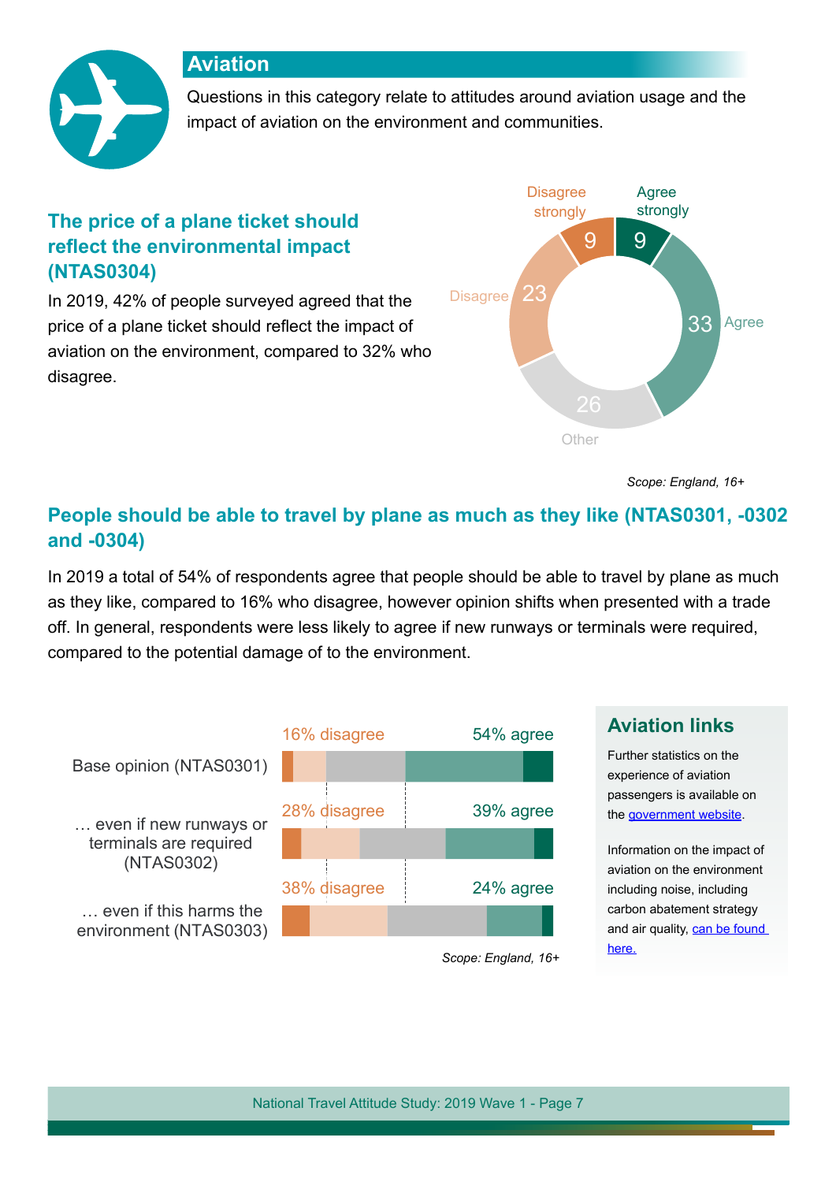## Aviation

Questions in this category relate to attitudes around aviation usage and the impact of aviation on the environment and communities.

### The price of a plane ticket should reflect the environmental impact (NTAS0304)

In 2019, 42% of people surveyed agreed that the price of a plane ticket should reflect the impact of aviation on the environment, compared to 32% who disagree.

| Response | % |
|---|---|
| Agree strongly | 9 |
| Agree | 33 |
| Other | 26 |
| Disagree | 23 |
| Disagree strongly | 9 |

*Scope: England, 16+*

### People should be able to travel by plane as much as they like (NTAS0301, -0302 and -0304)

In 2019 a total of 54% of respondents agree that people should be able to travel by plane as much as they like, compared to 16% who disagree, however opinion shifts when presented with a trade off. In general, respondents were less likely to agree if new runways or terminals were required, compared to the potential damage of to the environment.

| | Disagree | Agree |
|---|---|---|
| Base opinion (NTAS0301) | 16% disagree | 54% agree |
| … even if new runways or terminals are required (NTAS0302) | 28% disagree | 39% agree |
| … even if this harms the environment (NTAS0303) | 38% disagree | 24% agree |

*Scope: England, 16+*

### Aviation links

Further statistics on the experience of aviation passengers is available on the government website.

Information on the impact of aviation on the environment including carbon noise, including carbon abatement strategy and air quality, can be found here.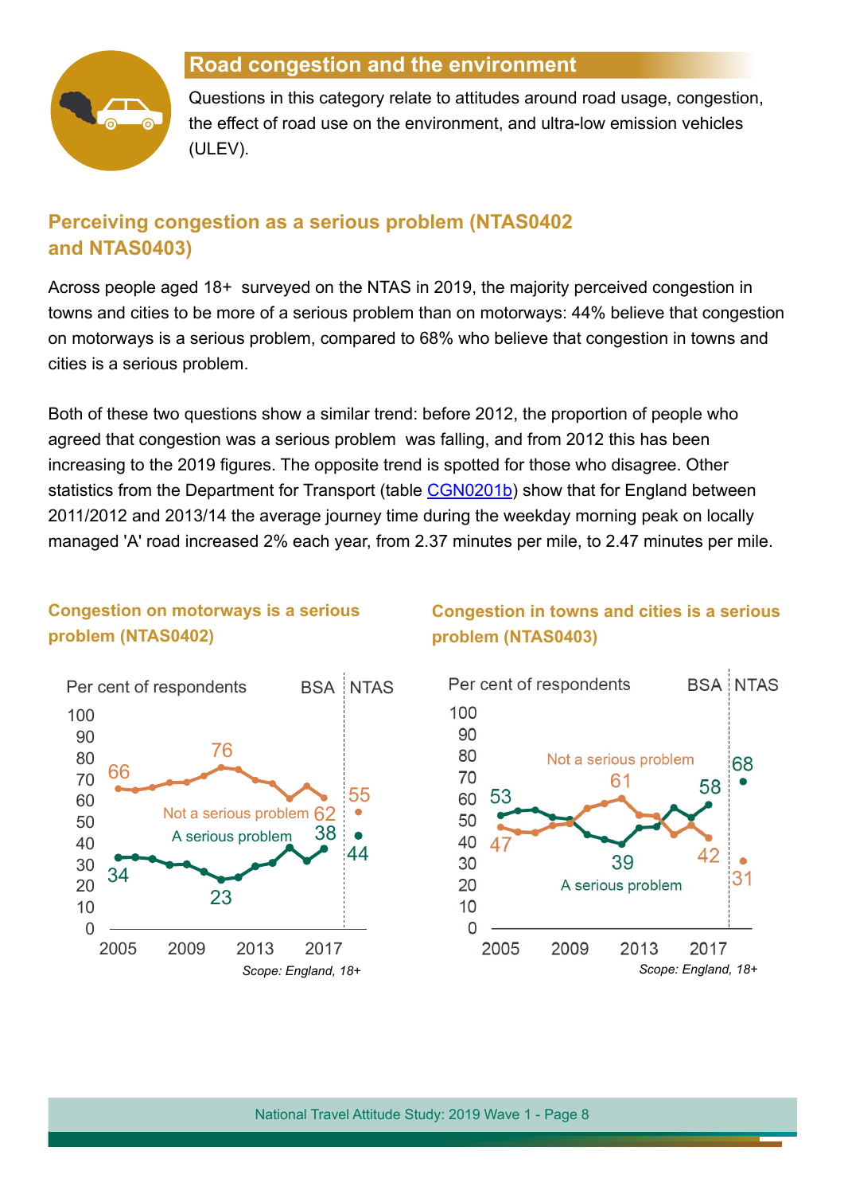## Road congestion and the environment

Questions in this category relate to attitudes around road usage, congestion, the effect of road use on the environment, and ultra-low emission vehicles (ULEV).

### Perceiving congestion as a serious problem (NTAS0402 and NTAS0403)

Across people aged 18+ surveyed on the NTAS in 2019, the majority perceived congestion in towns and cities to be more of a serious problem than on motorways: 44% believe that congestion on motorways is a serious problem, compared to 68% who believe that congestion in towns and cities is a serious problem.

Both of these two questions show a similar trend: before 2012, the proportion of people who agreed that congestion was a serious problem was falling, and from 2012 this has been increasing to the 2019 figures. The opposite trend is spotted for those who disagree. Other statistics from the Department for Transport (table [CGN0201b]) show that for England between 2011/2012 and 2013/14 the average journey time during the weekday morning peak on locally managed 'A' road increased 2% each year, from 2.37 minutes per mile, to 2.47 minutes per mile.

**Congestion on motorways is a serious problem (NTAS0402)**

Per cent of respondents | BSA | NTAS

Not a serious problem: 66 (2005), 76 (peak), 62 (2018 BSA), 55 (NTAS)

A serious problem: 34 (2005), 23 (low), 38 (2018 BSA), 44 (NTAS)

*Scope: England, 18+*

**Congestion in towns and cities is a serious problem (NTAS0403)**

Per cent of respondents | BSA | NTAS

Not a serious problem: 47 (2005), 61 (peak), 42 (2018 BSA), 31 (NTAS)

A serious problem: 53 (2005), 39 (low), 58 (2018 BSA), 68 (NTAS)

*Scope: England, 18+*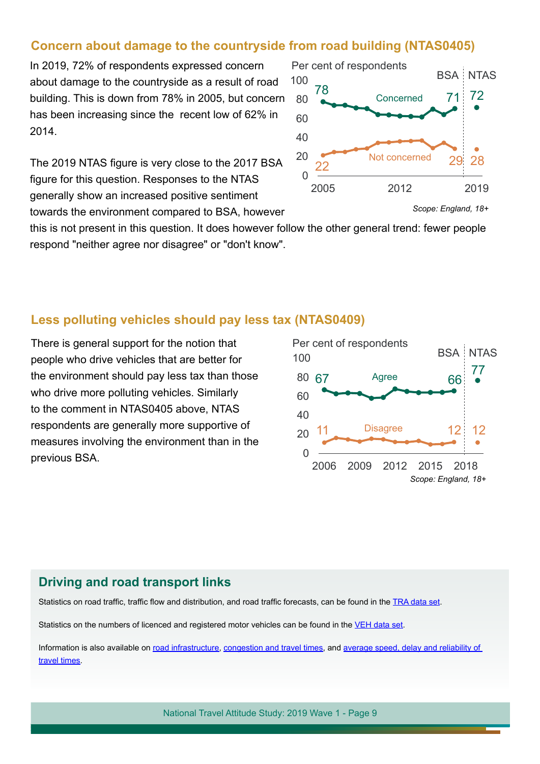## Concern about damage to the countryside from road building (NTAS0405)

In 2019, 72% of respondents expressed concern about damage to the countryside as a result of road building. This is down from 78% in 2005, but concern has been increasing since the recent low of 62% in 2014.

The 2019 NTAS figure is very close to the 2017 BSA figure for this question. Responses to the NTAS generally show an increased positive sentiment towards the environment compared to BSA, however this is not present in this question. It does however follow the other general trend: fewer people respond "neither agree nor disagree" or "don't know".

Per cent of respondents

*Scope: England, 18+*

## Less polluting vehicles should pay less tax (NTAS0409)

There is general support for the notion that people who drive vehicles that are better for the environment should pay less tax than those who drive more polluting vehicles. Similarly to the comment in NTAS0405 above, NTAS respondents are generally more supportive of measures involving the environment than in the previous BSA.

Per cent of respondents

*Scope: England, 18+*

## Driving and road transport links

Statistics on road traffic, traffic flow and distribution, and road traffic forecasts, can be found in the TRA data set.

Statistics on the numbers of licenced and registered motor vehicles can be found in the VEH data set.

Information is also available on road infrastructure, congestion and travel times, and average speed, delay and reliability of travel times.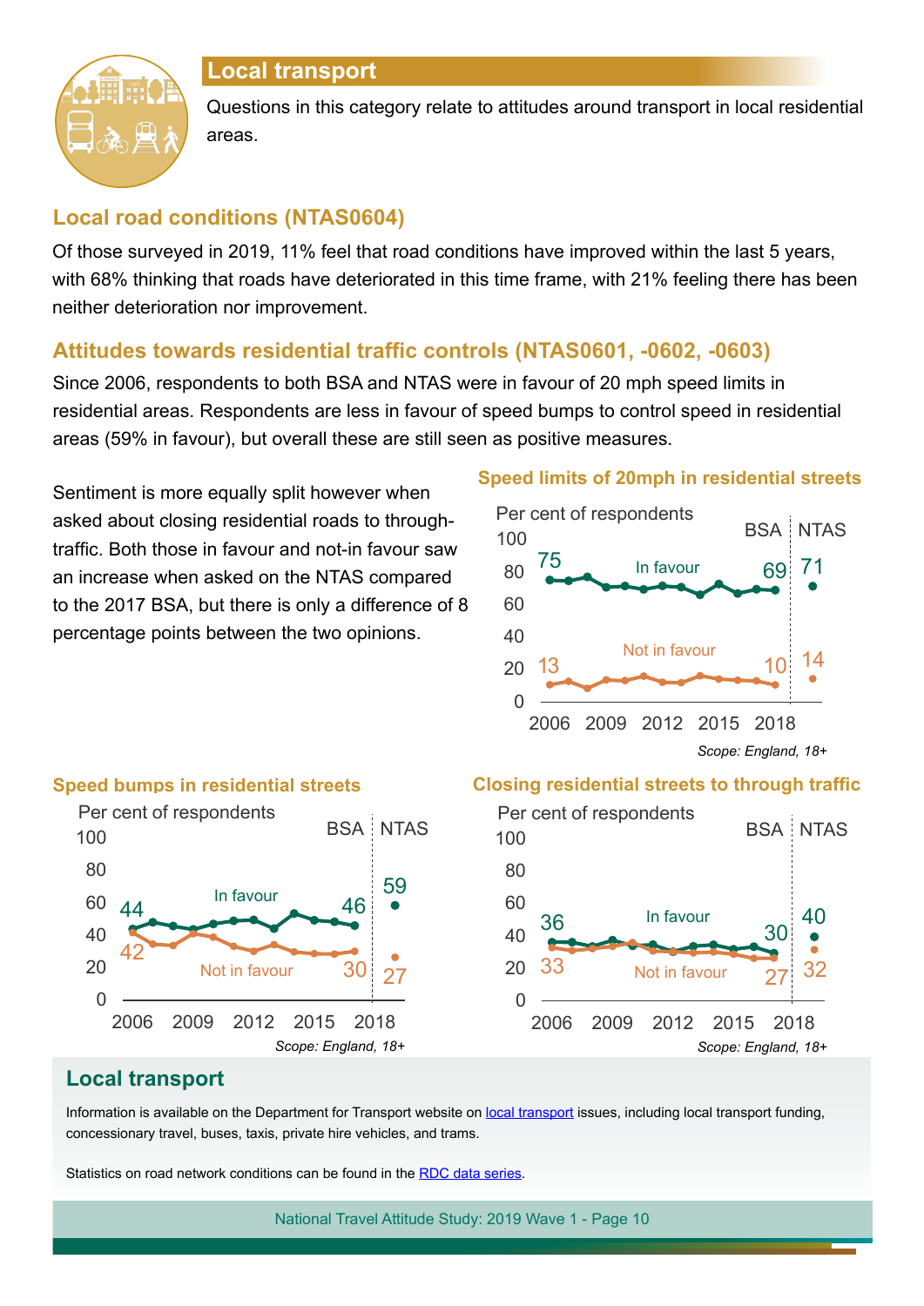## Local transport

Questions in this category relate to attitudes around transport in local residential areas.

### Local road conditions (NTAS0604)

Of those surveyed in 2019, 11% feel that road conditions have improved within the last 5 years, with 68% thinking that roads have deteriorated in this time frame, with 21% feeling there has been neither deterioration nor improvement.

### Attitudes towards residential traffic controls (NTAS0601, -0602, -0603)

Since 2006, respondents to both BSA and NTAS were in favour of 20 mph speed limits in residential areas. Respondents are less in favour of speed bumps to control speed in residential areas (59% in favour), but overall these are still seen as positive measures.

Sentiment is more equally split however when asked about closing residential roads to through-traffic. Both those in favour and not-in favour saw an increase when asked on the NTAS compared to the 2017 BSA, but there is only a difference of 8 percentage points between the two opinions.

**Speed limits of 20mph in residential streets**

Per cent of respondents

| | BSA 2006 | BSA 2017 | NTAS |
|---|---|---|---|
| In favour | 75 | 69 | 71 |
| Not in favour | 13 | 10 | 14 |

*Scope: England, 18+*

**Speed bumps in residential streets**

Per cent of respondents

| | BSA 2006 | BSA 2017 | NTAS |
|---|---|---|---|
| In favour | 44 | 46 | 59 |
| Not in favour | 42 | 30 | 27 |

*Scope: England, 18+*

**Closing residential streets to through traffic**

Per cent of respondents

| | BSA 2006 | BSA 2017 | NTAS |
|---|---|---|---|
| In favour | 36 | 30 | 40 |
| Not in favour | 33 | 27 | 32 |

*Scope: England, 18+*

### Local transport

Information is available on the Department for Transport website on local transport issues, including local transport funding, concessionary travel, buses, taxis, private hire vehicles, and trams.

Statistics on road network conditions can be found in the RDC data series.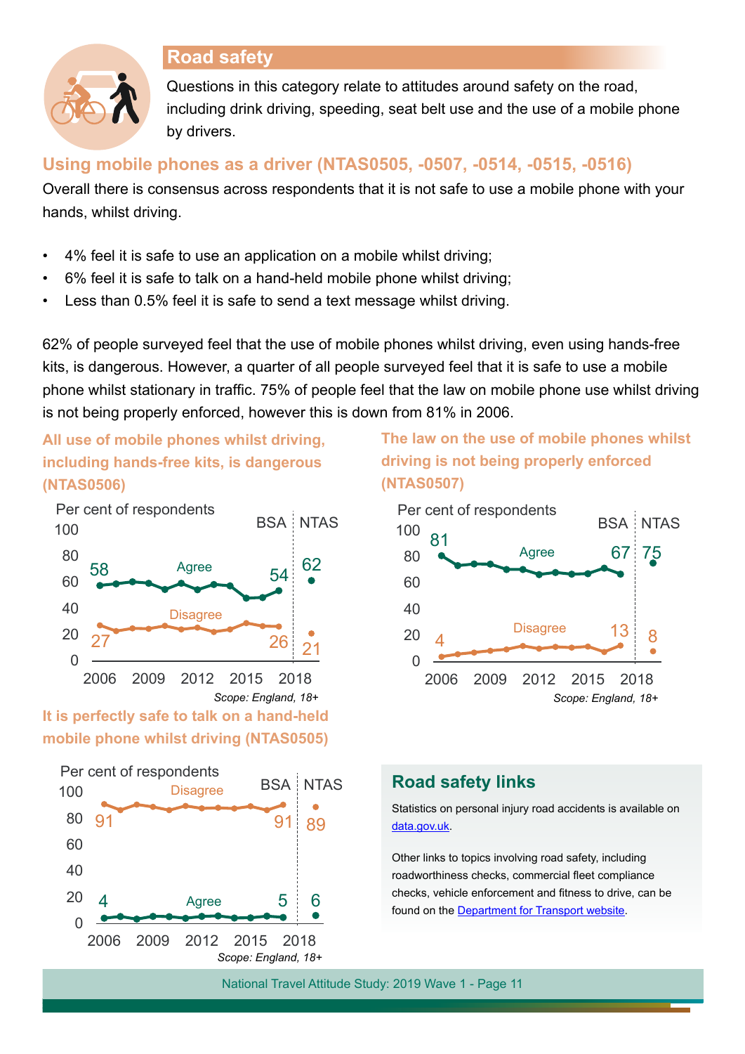## Road safety

Questions in this category relate to attitudes around safety on the road, including drink driving, speeding, seat belt use and the use of a mobile phone by drivers.

### Using mobile phones as a driver (NTAS0505, -0507, -0514, -0515, -0516)

Overall there is consensus across respondents that it is not safe to use a mobile phone with your hands, whilst driving.

- 4% feel it is safe to use an application on a mobile whilst driving;
- 6% feel it is safe to talk on a hand-held mobile phone whilst driving;
- Less than 0.5% feel it is safe to send a text message whilst driving.

62% of people surveyed feel that the use of mobile phones whilst driving, even using hands-free kits, is dangerous. However, a quarter of all people surveyed feel that it is safe to use a mobile phone whilst stationary in traffic. 75% of people feel that the law on mobile phone use whilst driving is not being properly enforced, however this is down from 81% in 2006.

**All use of mobile phones whilst driving, including hands-free kits, is dangerous (NTAS0506)**

Per cent of respondents

| | 2006 (BSA) | 2017 (BSA) | 2019 (NTAS) |
|---|---|---|---|
| Agree | 58 | 54 | 62 |
| Disagree | 27 | 26 | 21 |

*Scope: England, 18+*

**The law on the use of mobile phones whilst driving is not being properly enforced (NTAS0507)**

Per cent of respondents

| | 2006 (BSA) | 2017 (BSA) | 2019 (NTAS) |
|---|---|---|---|
| Agree | 81 | 67 | 75 |
| Disagree | 4 | 13 | 8 |

*Scope: England, 18+*

**It is perfectly safe to talk on a hand-held mobile phone whilst driving (NTAS0505)**

Per cent of respondents

| | 2006 (BSA) | 2017 (BSA) | 2019 (NTAS) |
|---|---|---|---|
| Disagree | 91 | 91 | 89 |
| Agree | 4 | 5 | 6 |

*Scope: England, 18+*

### Road safety links

Statistics on personal injury road accidents is available on data.gov.uk.

Other links to topics involving road safety, including roadworthiness checks, commercial fleet compliance checks, vehicle enforcement and fitness to drive, can be found on the Department for Transport website.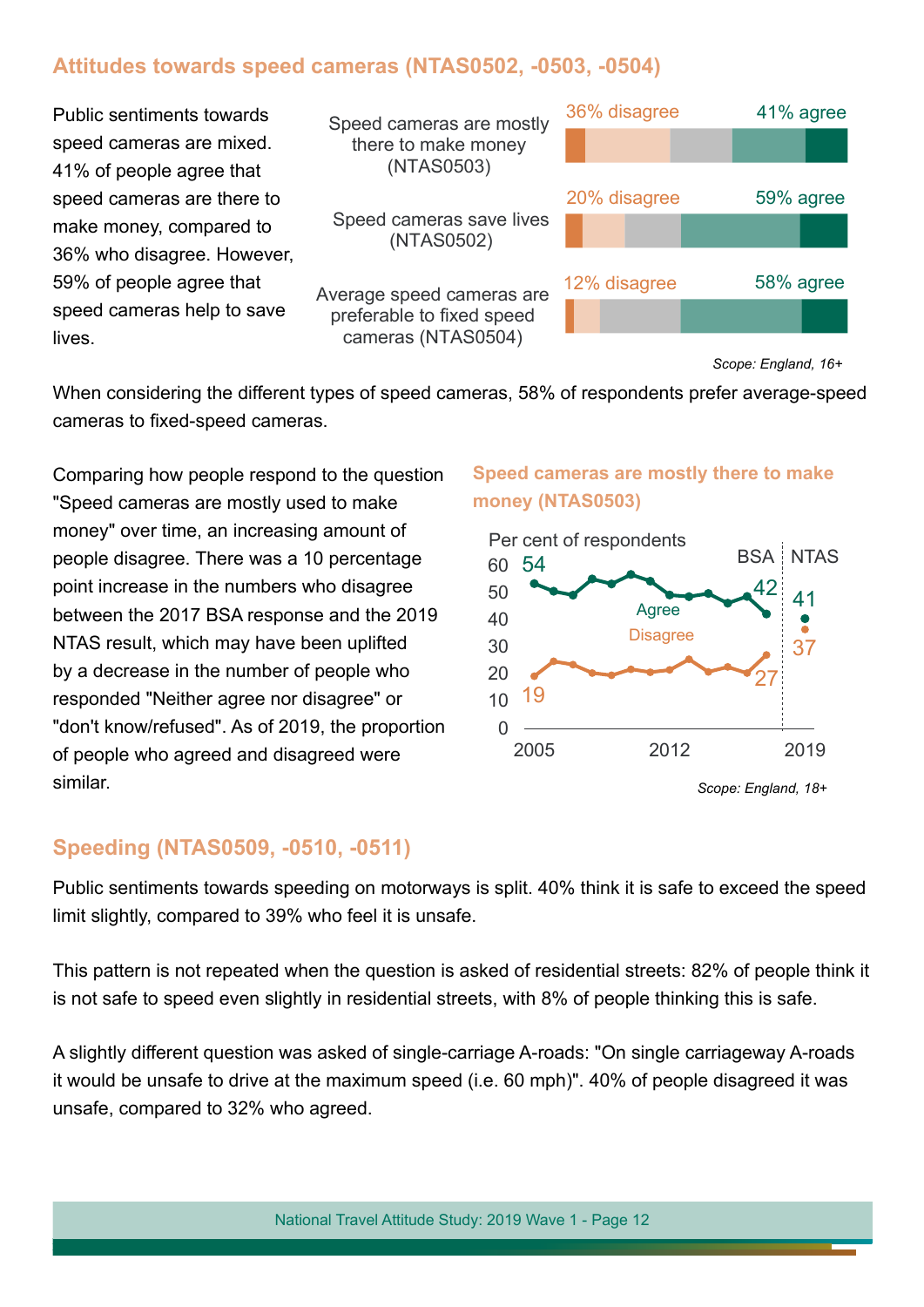## Attitudes towards speed cameras (NTAS0502, -0503, -0504)

Public sentiments towards speed cameras are mixed. 41% of people agree that speed cameras are there to make money, compared to 36% who disagree. However, 59% of people agree that speed cameras help to save lives.

| Statement | Disagree | Agree |
|---|---|---|
| Speed cameras are mostly there to make money (NTAS0503) | 36% disagree | 41% agree |
| Speed cameras save lives (NTAS0502) | 20% disagree | 59% agree |
| Average speed cameras are preferable to fixed speed cameras (NTAS0504) | 12% disagree | 58% agree |

*Scope: England, 16+*

When considering the different types of speed cameras, 58% of respondents prefer average-speed cameras to fixed-speed cameras.

Comparing how people respond to the question "Speed cameras are mostly used to make money" over time, an increasing amount of people disagree. There was a 10 percentage point increase in the numbers who disagree between the 2017 BSA response and the 2019 NTAS result, which may have been uplifted by a decrease in the number of people who responded "Neither agree nor disagree" or "don't know/refused". As of 2019, the proportion of people who agreed and disagreed were similar.

**Speed cameras are mostly there to make money (NTAS0503)**

Per cent of respondents

| | 2005 (BSA) | 2017 (BSA) | 2019 (NTAS) |
|---|---|---|---|
| Agree | 54 | 42 | 41 |
| Disagree | 19 | 27 | 37 |

*Scope: England, 18+*

## Speeding (NTAS0509, -0510, -0511)

Public sentiments towards speeding on motorways is split. 40% think it is safe to exceed the speed limit slightly, compared to 39% who feel it is unsafe.

This pattern is not repeated when the question is asked of residential streets: 82% of people think it is not safe to speed even slightly in residential streets, with 8% of people thinking this is safe.

A slightly different question was asked of single-carriage A-roads: "On single carriageway A-roads it would be unsafe to drive at the maximum speed (i.e. 60 mph)". 40% of people disagreed it was unsafe, compared to 32% who agreed.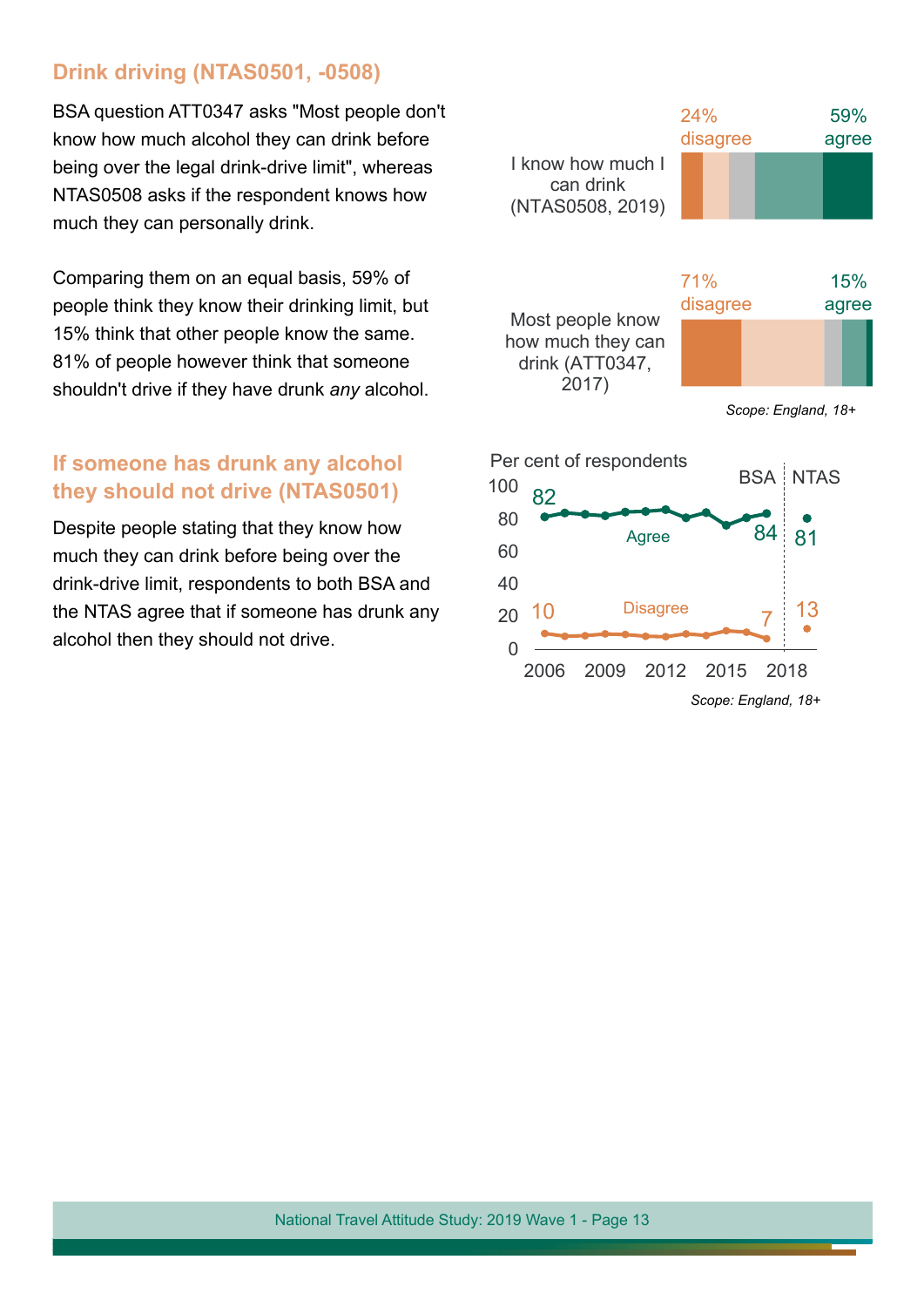## Drink driving (NTAS0501, -0508)

BSA question ATT0347 asks "Most people don't know how much alcohol they can drink before being over the legal drink-drive limit", whereas NTAS0508 asks if the respondent knows how much they can personally drink.

Comparing them on an equal basis, 59% of people think they know their drinking limit, but 15% think that other people know the same. 81% of people however think that someone shouldn't drive if they have drunk *any* alcohol.

I know how much I can drink (NTAS0508, 2019): 24% disagree, 59% agree

Most people know how much they can drink (ATT0347, 2017): 71% disagree, 15% agree

*Scope: England, 18+*

## If someone has drunk any alcohol they should not drive (NTAS0501)

Despite people stating that they know how much they can drink before being over the drink-drive limit, respondents to both BSA and the NTAS agree that if someone has drunk any alcohol then they should not drive.

Per cent of respondents

BSA: Agree 82 (2006) to 84; Disagree 10 (2006) to 7

NTAS: Agree 81; Disagree 13

*Scope: England, 18+*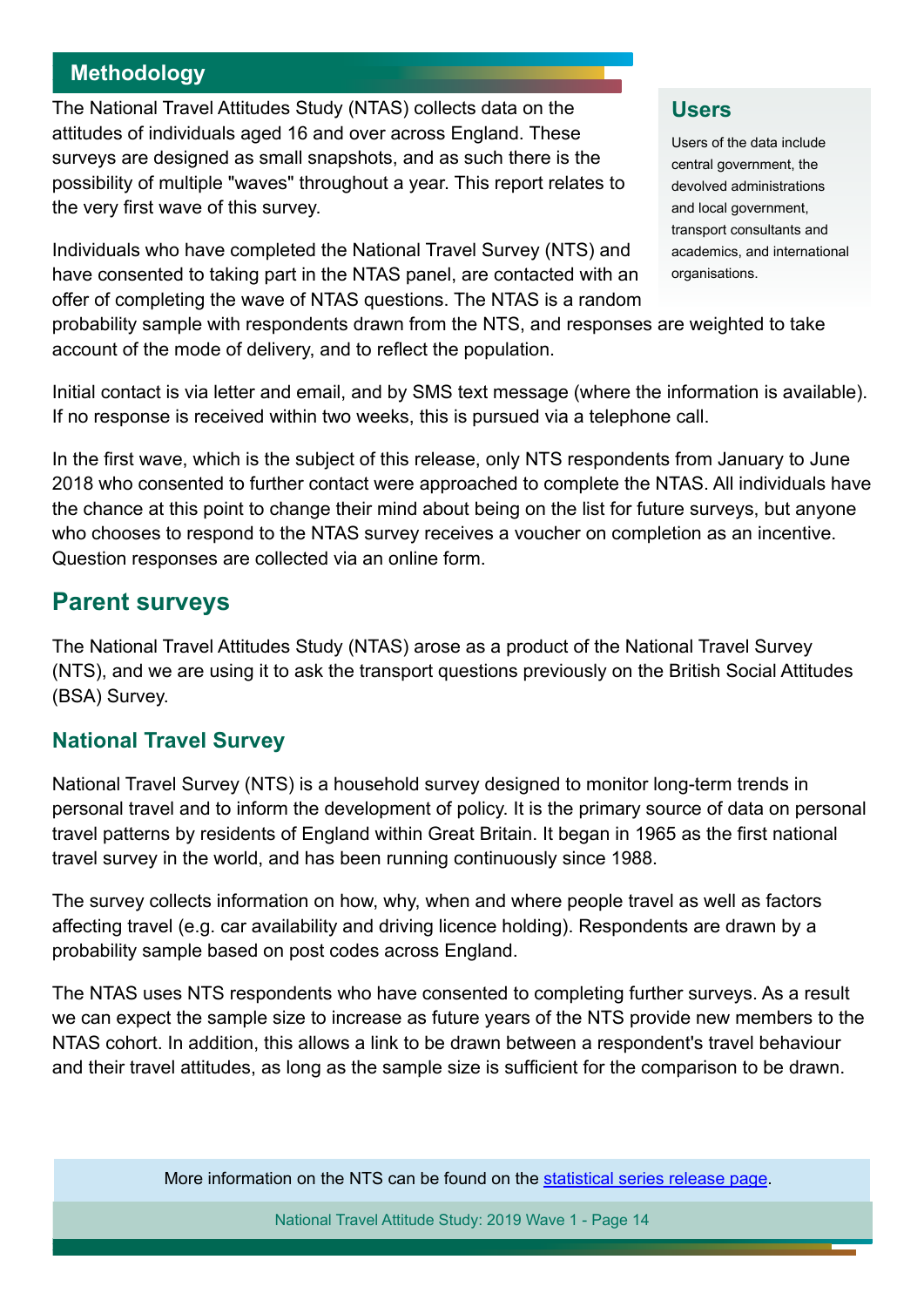## Methodology

The National Travel Attitudes Study (NTAS) collects data on the attitudes of individuals aged 16 and over across England. These surveys are designed as small snapshots, and as such there is the possibility of multiple "waves" throughout a year. This report relates to the very first wave of this survey.

Individuals who have completed the National Travel Survey (NTS) and have consented to taking part in the NTAS panel, are contacted with an offer of completing the wave of NTAS questions. The NTAS is a random probability sample with respondents drawn from the NTS, and responses are weighted to take account of the mode of delivery, and to reflect the population.

### Users

Users of the data include central government, the devolved administrations and local government, transport consultants and academics, and international organisations.

Initial contact is via letter and email, and by SMS text message (where the information is available). If no response is received within two weeks, this is pursued via a telephone call.

In the first wave, which is the subject of this release, only NTS respondents from January to June 2018 who consented to further contact were approached to complete the NTAS. All individuals have the chance at this point to change their mind about being on the list for future surveys, but anyone who chooses to respond to the NTAS survey receives a voucher on completion as an incentive. Question responses are collected via an online form.

## Parent surveys

The National Travel Attitudes Study (NTAS) arose as a product of the National Travel Survey (NTS), and we are using it to ask the transport questions previously on the British Social Attitudes (BSA) Survey.

### National Travel Survey

National Travel Survey (NTS) is a household survey designed to monitor long-term trends in personal travel and to inform the development of policy. It is the primary source of data on personal travel patterns by residents of England within Great Britain. It began in 1965 as the first national travel survey in the world, and has been running continuously since 1988.

The survey collects information on how, why, when and where people travel as well as factors affecting travel (e.g. car availability and driving licence holding). Respondents are drawn by a probability sample based on post codes across England.

The NTAS uses NTS respondents who have consented to completing further surveys. As a result we can expect the sample size to increase as future years of the NTS provide new members to the NTAS cohort. In addition, this allows a link to be drawn between a respondent's travel behaviour and their travel attitudes, as long as the sample size is sufficient for the comparison to be drawn.

More information on the NTS can be found on the [statistical series release page](statistical series release page).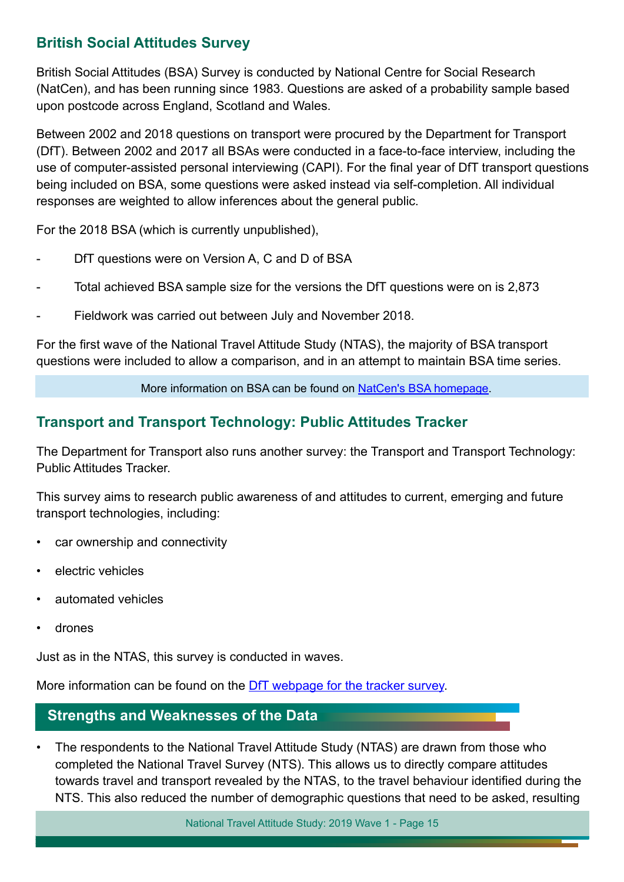## British Social Attitudes Survey

British Social Attitudes (BSA) Survey is conducted by National Centre for Social Research (NatCen), and has been running since 1983. Questions are asked of a probability sample based upon postcode across England, Scotland and Wales.

Between 2002 and 2018 questions on transport were procured by the Department for Transport (DfT). Between 2002 and 2017 all BSAs were conducted in a face-to-face interview, including the use of computer-assisted personal interviewing (CAPI). For the final year of DfT transport questions being included on BSA, some questions were asked instead via self-completion. All individual responses are weighted to allow inferences about the general public.

For the 2018 BSA (which is currently unpublished),

- DfT questions were on Version A, C and D of BSA
- Total achieved BSA sample size for the versions the DfT questions were on is 2,873
- Fieldwork was carried out between July and November 2018.

For the first wave of the National Travel Attitude Study (NTAS), the majority of BSA transport questions were included to allow a comparison, and in an attempt to maintain BSA time series.

More information on BSA can be found on [NatCen's BSA homepage](NatCen's BSA homepage).

## Transport and Transport Technology: Public Attitudes Tracker

The Department for Transport also runs another survey: the Transport and Transport Technology: Public Attitudes Tracker.

This survey aims to research public awareness of and attitudes to current, emerging and future transport technologies, including:

- car ownership and connectivity
- electric vehicles
- automated vehicles
- drones

Just as in the NTAS, this survey is conducted in waves.

More information can be found on the [DfT webpage for the tracker survey](DfT webpage for the tracker survey).

## Strengths and Weaknesses of the Data

- The respondents to the National Travel Attitude Study (NTAS) are drawn from those who completed the National Travel Survey (NTS). This allows us to directly compare attitudes towards travel and transport revealed by the NTAS, to the travel behaviour identified during the NTS. This also reduced the number of demographic questions that need to be asked, resulting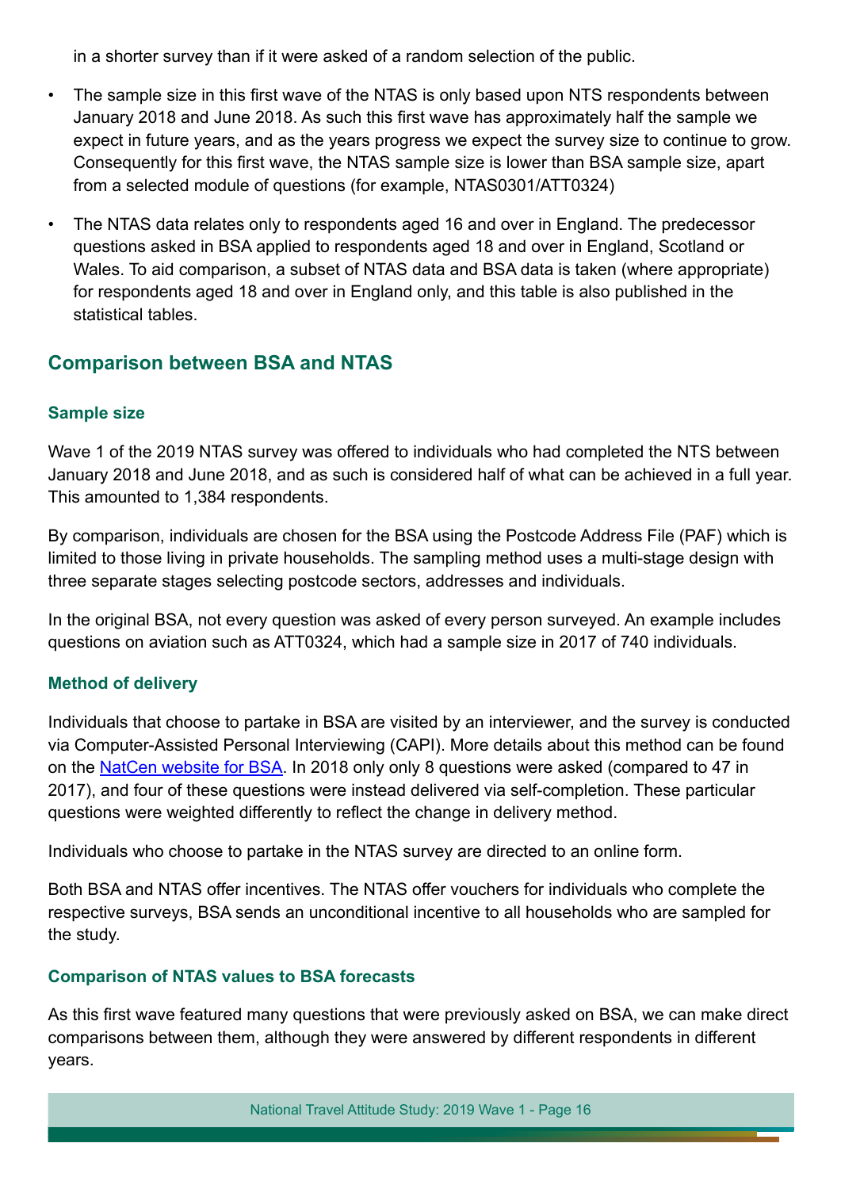in a shorter survey than if it were asked of a random selection of the public.

- The sample size in this first wave of the NTAS is only based upon NTS respondents between January 2018 and June 2018. As such this first wave has approximately half the sample we expect in future years, and as the years progress we expect the survey size to continue to grow. Consequently for this first wave, the NTAS sample size is lower than BSA sample size, apart from a selected module of questions (for example, NTAS0301/ATT0324)
- The NTAS data relates only to respondents aged 16 and over in England. The predecessor questions asked in BSA applied to respondents aged 18 and over in England, Scotland or Wales. To aid comparison, a subset of NTAS data and BSA data is taken (where appropriate) for respondents aged 18 and over in England only, and this table is also published in the statistical tables.

## Comparison between BSA and NTAS

### Sample size

Wave 1 of the 2019 NTAS survey was offered to individuals who had completed the NTS between January 2018 and June 2018, and as such is considered half of what can be achieved in a full year. This amounted to 1,384 respondents.

By comparison, individuals are chosen for the BSA using the Postcode Address File (PAF) which is limited to those living in private households. The sampling method uses a multi-stage design with three separate stages selecting postcode sectors, addresses and individuals.

In the original BSA, not every question was asked of every person surveyed. An example includes questions on aviation such as ATT0324, which had a sample size in 2017 of 740 individuals.

### Method of delivery

Individuals that choose to partake in BSA are visited by an interviewer, and the survey is conducted via Computer-Assisted Personal Interviewing (CAPI). More details about this method can be found on the NatCen website for BSA. In 2018 only only 8 questions were asked (compared to 47 in 2017), and four of these questions were instead delivered via self-completion. These particular questions were weighted differently to reflect the change in delivery method.

Individuals who choose to partake in the NTAS survey are directed to an online form.

Both BSA and NTAS offer incentives. The NTAS offer vouchers for individuals who complete the respective surveys, BSA sends an unconditional incentive to all households who are sampled for the study.

### Comparison of NTAS values to BSA forecasts

As this first wave featured many questions that were previously asked on BSA, we can make direct comparisons between them, although they were answered by different respondents in different years.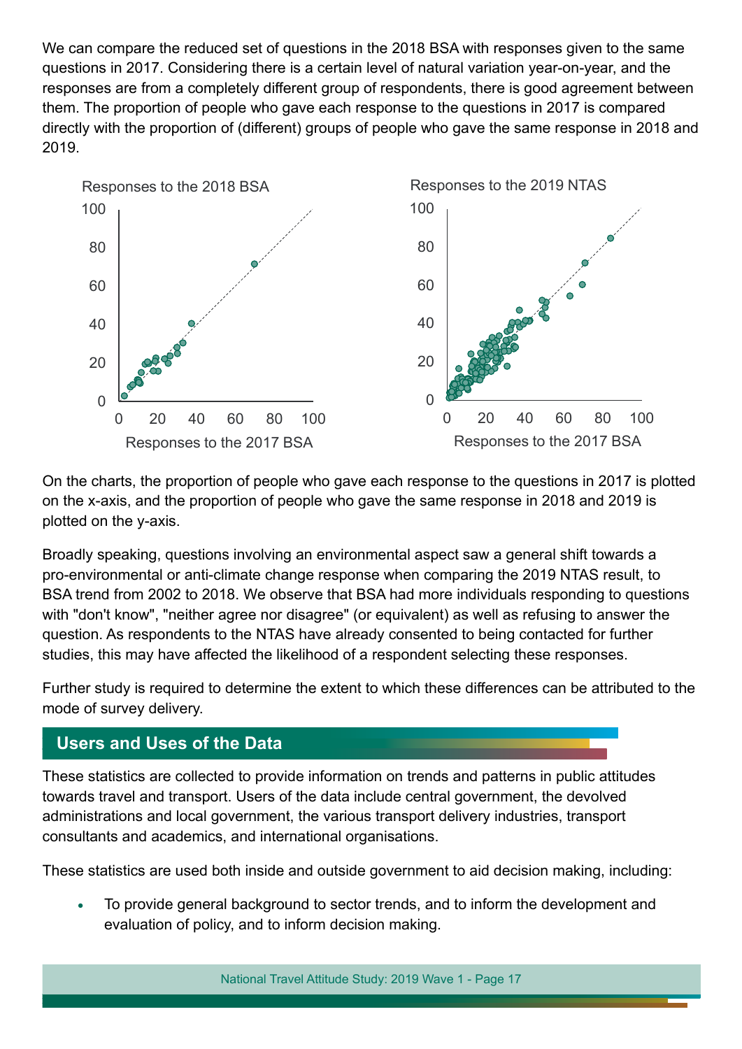We can compare the reduced set of questions in the 2018 BSA with responses given to the same questions in 2017. Considering there is a certain level of natural variation year-on-year, and the responses are from a completely different group of respondents, there is good agreement between them. The proportion of people who gave each response to the questions in 2017 is compared directly with the proportion of (different) groups of people who gave the same response in 2018 and 2019.

On the charts, the proportion of people who gave each response to the questions in 2017 is plotted on the x-axis, and the proportion of people who gave the same response in 2018 and 2019 is plotted on the y-axis.

Broadly speaking, questions involving an environmental aspect saw a general shift towards a pro-environmental or anti-climate change response when comparing the 2019 NTAS result, to BSA trend from 2002 to 2018. We observe that BSA had more individuals responding to questions with "don't know", "neither agree nor disagree" (or equivalent) as well as refusing to answer the question. As respondents to the NTAS have already consented to being contacted for further studies, this may have affected the likelihood of a respondent selecting these responses.

Further study is required to determine the extent to which these differences can be attributed to the mode of survey delivery.

## Users and Uses of the Data

These statistics are collected to provide information on trends and patterns in public attitudes towards travel and transport. Users of the data include central government, the devolved administrations and local government, the various transport delivery industries, transport consultants and academics, and international organisations.

These statistics are used both inside and outside government to aid decision making, including:

- To provide general background to sector trends, and to inform the development and evaluation of policy, and to inform decision making.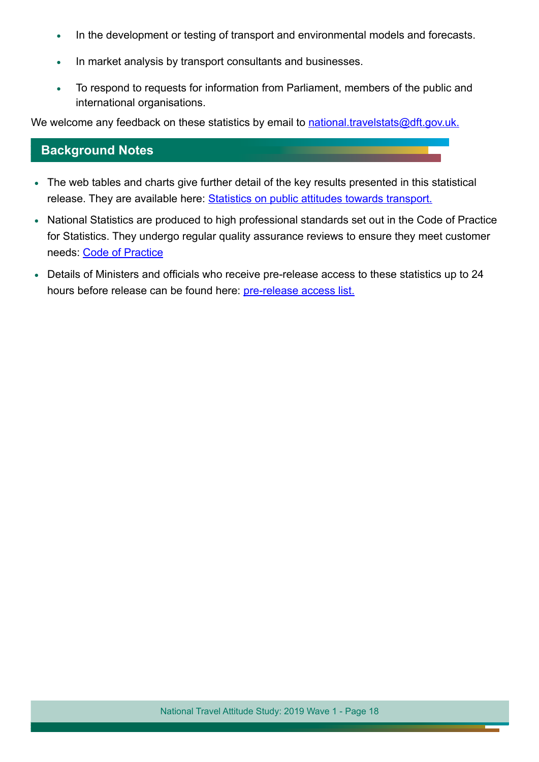- In the development or testing of transport and environmental models and forecasts.
- In market analysis by transport consultants and businesses.
- To respond to requests for information from Parliament, members of the public and international organisations.

We welcome any feedback on these statistics by email to national.travelstats@dft.gov.uk.

## Background Notes

- The web tables and charts give further detail of the key results presented in this statistical release. They are available here: Statistics on public attitudes towards transport.
- National Statistics are produced to high professional standards set out in the Code of Practice for Statistics. They undergo regular quality assurance reviews to ensure they meet customer needs: Code of Practice
- Details of Ministers and officials who receive pre-release access to these statistics up to 24 hours before release can be found here: pre-release access list.